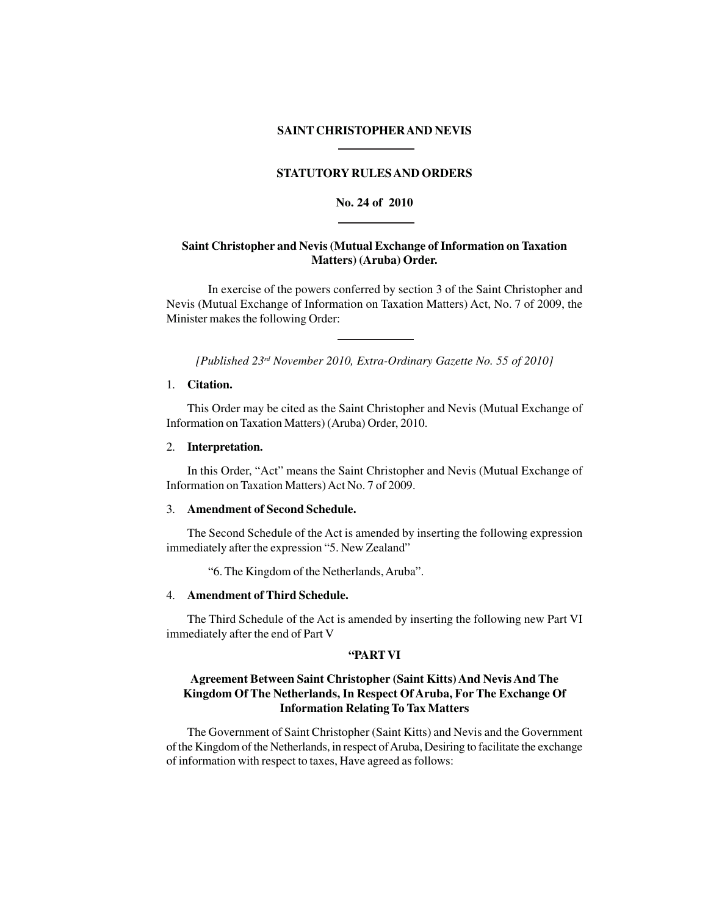# SAINT CHRISTOPHER AND NEVIS

## STATUTORY RULES AND ORDERS

## No. 24 of 2010

### Saint Christopher and Nevis (Mutual Exchange of Information on Taxation Matters) (Aruba) Order.

In exercise of the powers conferred by section 3 of the Saint Christopher and Nevis (Mutual Exchange of Information on Taxation Matters) Act, No. 7 of 2009, the Minister makes the following Order:

*[Published 23rd November 2010, Extra-Ordinary Gazette No. 55 of 2010]*

1. **Citation.**

This Order may be cited as the Saint Christopher and Nevis (Mutual Exchange of Information on Taxation Matters) (Aruba) Order, 2010.

2. **Interpretation.**

In this Order, "Act" means the Saint Christopher and Nevis (Mutual Exchange of Information on Taxation Matters) Act No. 7 of 2009.

3. **Amendment of Second Schedule.**

The Second Schedule of the Act is amended by inserting the following expression immediately after the expression "5. New Zealand"

"6. The Kingdom of the Netherlands, Aruba".

4. **Amendment of Third Schedule.**

The Third Schedule of the Act is amended by inserting the following new Part VI immediately after the end of Part V

**"PART VI**

**Agreement Between Saint Christopher (Saint Kitts) And Nevis And The Kingdom Of The Netherlands, In Respect Of Aruba, For The Exchange Of Information Relating To Tax Matters**

The Government of Saint Christopher (Saint Kitts) and Nevis and the Government of the Kingdom of the Netherlands, in respect of Aruba, Desiring to facilitate the exchange of information with respect to taxes, Have agreed as follows: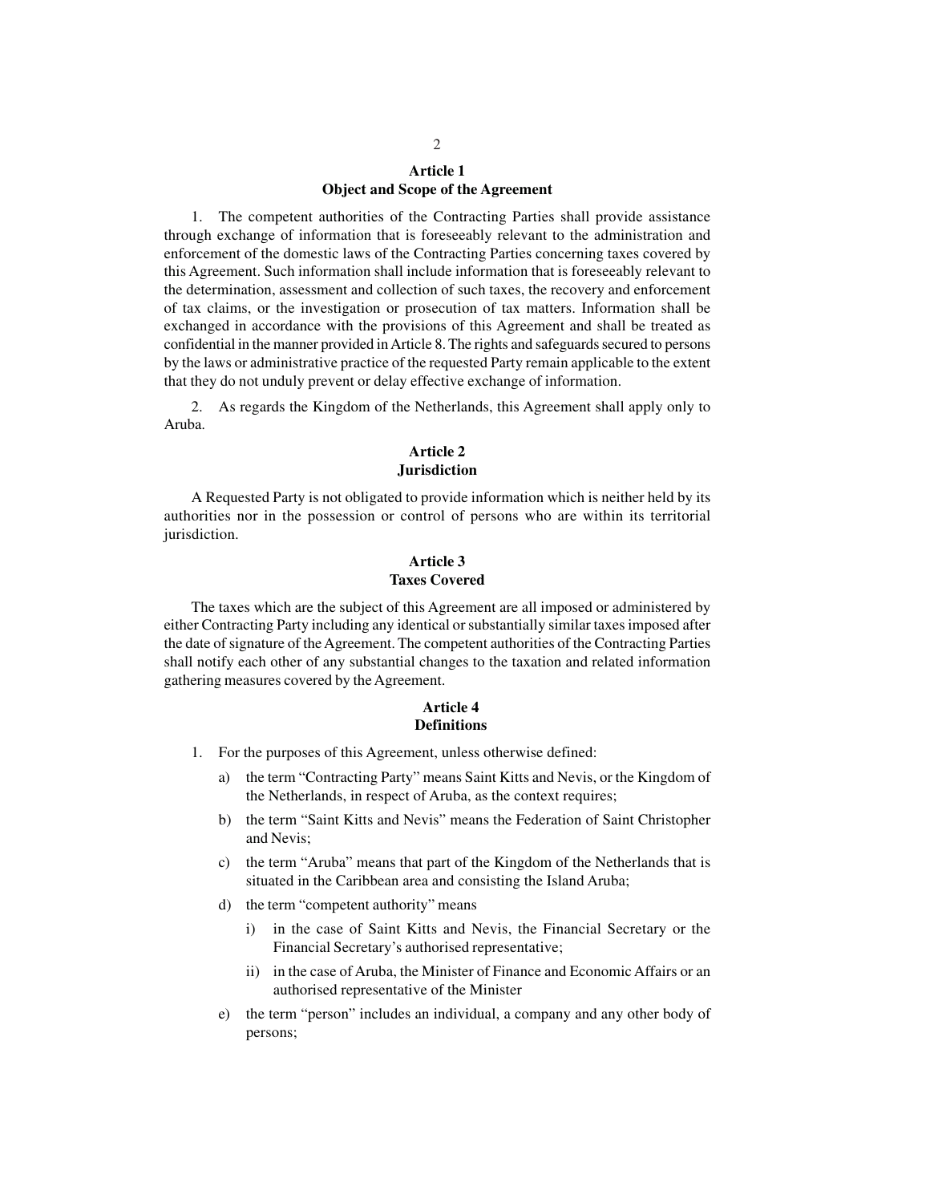**Article 1**
**Object and Scope of the Agreement**

1. The competent authorities of the Contracting Parties shall provide assistance through exchange of information that is foreseeably relevant to the administration and enforcement of the domestic laws of the Contracting Parties concerning taxes covered by this Agreement. Such information shall include information that is foreseeably relevant to the determination, assessment and collection of such taxes, the recovery and enforcement of tax claims, or the investigation or prosecution of tax matters. Information shall be exchanged in accordance with the provisions of this Agreement and shall be treated as confidential in the manner provided in Article 8. The rights and safeguards secured to persons by the laws or administrative practice of the requested Party remain applicable to the extent that they do not unduly prevent or delay effective exchange of information.

2. As regards the Kingdom of the Netherlands, this Agreement shall apply only to Aruba.

**Article 2**
**Jurisdiction**

A Requested Party is not obligated to provide information which is neither held by its authorities nor in the possession or control of persons who are within its territorial jurisdiction.

**Article 3**
**Taxes Covered**

The taxes which are the subject of this Agreement are all imposed or administered by either Contracting Party including any identical or substantially similar taxes imposed after the date of signature of the Agreement. The competent authorities of the Contracting Parties shall notify each other of any substantial changes to the taxation and related information gathering measures covered by the Agreement.

**Article 4**
**Definitions**

1. For the purposes of this Agreement, unless otherwise defined:
   - a) the term "Contracting Party" means Saint Kitts and Nevis, or the Kingdom of the Netherlands, in respect of Aruba, as the context requires;
   - b) the term "Saint Kitts and Nevis" means the Federation of Saint Christopher and Nevis;
   - c) the term "Aruba" means that part of the Kingdom of the Netherlands that is situated in the Caribbean area and consisting the Island Aruba;
   - d) the term "competent authority" means
     - i) in the case of Saint Kitts and Nevis, the Financial Secretary or the Financial Secretary's authorised representative;
     - ii) in the case of Aruba, the Minister of Finance and Economic Affairs or an authorised representative of the Minister
   - e) the term "person" includes an individual, a company and any other body of persons;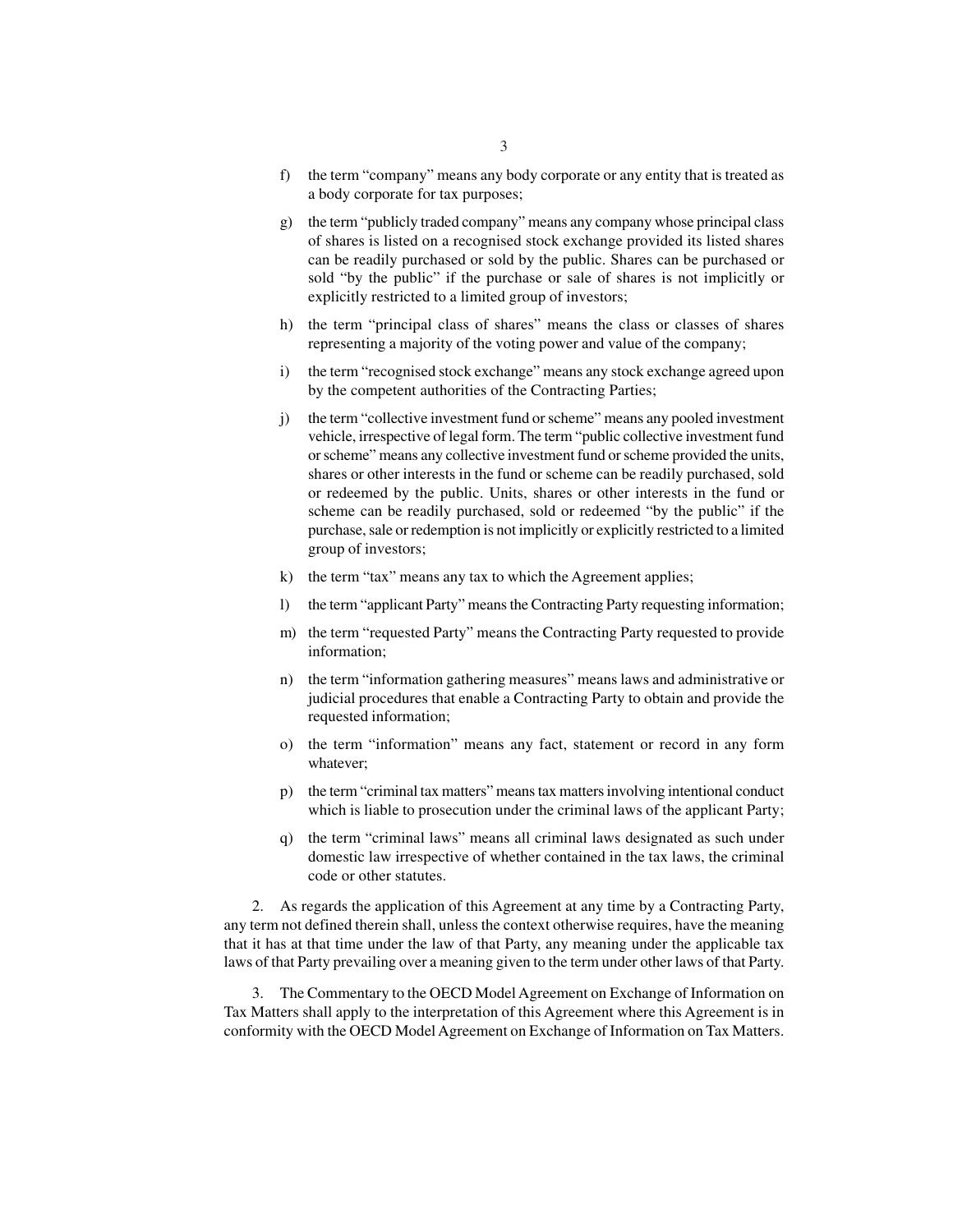f) the term "company" means any body corporate or any entity that is treated as a body corporate for tax purposes;

g) the term "publicly traded company" means any company whose principal class of shares is listed on a recognised stock exchange provided its listed shares can be readily purchased or sold by the public. Shares can be purchased or sold "by the public" if the purchase or sale of shares is not implicitly or explicitly restricted to a limited group of investors;

h) the term "principal class of shares" means the class or classes of shares representing a majority of the voting power and value of the company;

i) the term "recognised stock exchange" means any stock exchange agreed upon by the competent authorities of the Contracting Parties;

j) the term "collective investment fund or scheme" means any pooled investment vehicle, irrespective of legal form. The term "public collective investment fund or scheme" means any collective investment fund or scheme provided the units, shares or other interests in the fund or scheme can be readily purchased, sold or redeemed by the public. Units, shares or other interests in the fund or scheme can be readily purchased, sold or redeemed "by the public" if the purchase, sale or redemption is not implicitly or explicitly restricted to a limited group of investors;

k) the term "tax" means any tax to which the Agreement applies;

l) the term "applicant Party" means the Contracting Party requesting information;

m) the term "requested Party" means the Contracting Party requested to provide information;

n) the term "information gathering measures" means laws and administrative or judicial procedures that enable a Contracting Party to obtain and provide the requested information;

o) the term "information" means any fact, statement or record in any form whatever;

p) the term "criminal tax matters" means tax matters involving intentional conduct which is liable to prosecution under the criminal laws of the applicant Party;

q) the term "criminal laws" means all criminal laws designated as such under domestic law irrespective of whether contained in the tax laws, the criminal code or other statutes.

2. As regards the application of this Agreement at any time by a Contracting Party, any term not defined therein shall, unless the context otherwise requires, have the meaning that it has at that time under the law of that Party, any meaning under the applicable tax laws of that Party prevailing over a meaning given to the term under other laws of that Party.

3. The Commentary to the OECD Model Agreement on Exchange of Information on Tax Matters shall apply to the interpretation of this Agreement where this Agreement is in conformity with the OECD Model Agreement on Exchange of Information on Tax Matters.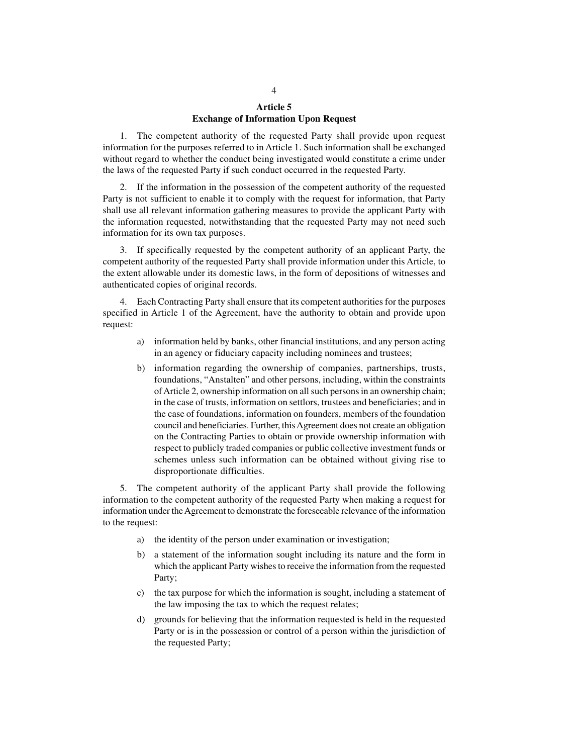## Article 5
## Exchange of Information Upon Request

1. The competent authority of the requested Party shall provide upon request information for the purposes referred to in Article 1. Such information shall be exchanged without regard to whether the conduct being investigated would constitute a crime under the laws of the requested Party if such conduct occurred in the requested Party.

2. If the information in the possession of the competent authority of the requested Party is not sufficient to enable it to comply with the request for information, that Party shall use all relevant information gathering measures to provide the applicant Party with the information requested, notwithstanding that the requested Party may not need such information for its own tax purposes.

3. If specifically requested by the competent authority of an applicant Party, the competent authority of the requested Party shall provide information under this Article, to the extent allowable under its domestic laws, in the form of depositions of witnesses and authenticated copies of original records.

4. Each Contracting Party shall ensure that its competent authorities for the purposes specified in Article 1 of the Agreement, have the authority to obtain and provide upon request:

a) information held by banks, other financial institutions, and any person acting in an agency or fiduciary capacity including nominees and trustees;

b) information regarding the ownership of companies, partnerships, trusts, foundations, "Anstalten" and other persons, including, within the constraints of Article 2, ownership information on all such persons in an ownership chain; in the case of trusts, information on settlors, trustees and beneficiaries; and in the case of foundations, information on founders, members of the foundation council and beneficiaries. Further, this Agreement does not create an obligation on the Contracting Parties to obtain or provide ownership information with respect to publicly traded companies or public collective investment funds or schemes unless such information can be obtained without giving rise to disproportionate difficulties.

5. The competent authority of the applicant Party shall provide the following information to the competent authority of the requested Party when making a request for information under the Agreement to demonstrate the foreseeable relevance of the information to the request:

a) the identity of the person under examination or investigation;

b) a statement of the information sought including its nature and the form in which the applicant Party wishes to receive the information from the requested Party;

c) the tax purpose for which the information is sought, including a statement of the law imposing the tax to which the request relates;

d) grounds for believing that the information requested is held in the requested Party or is in the possession or control of a person within the jurisdiction of the requested Party;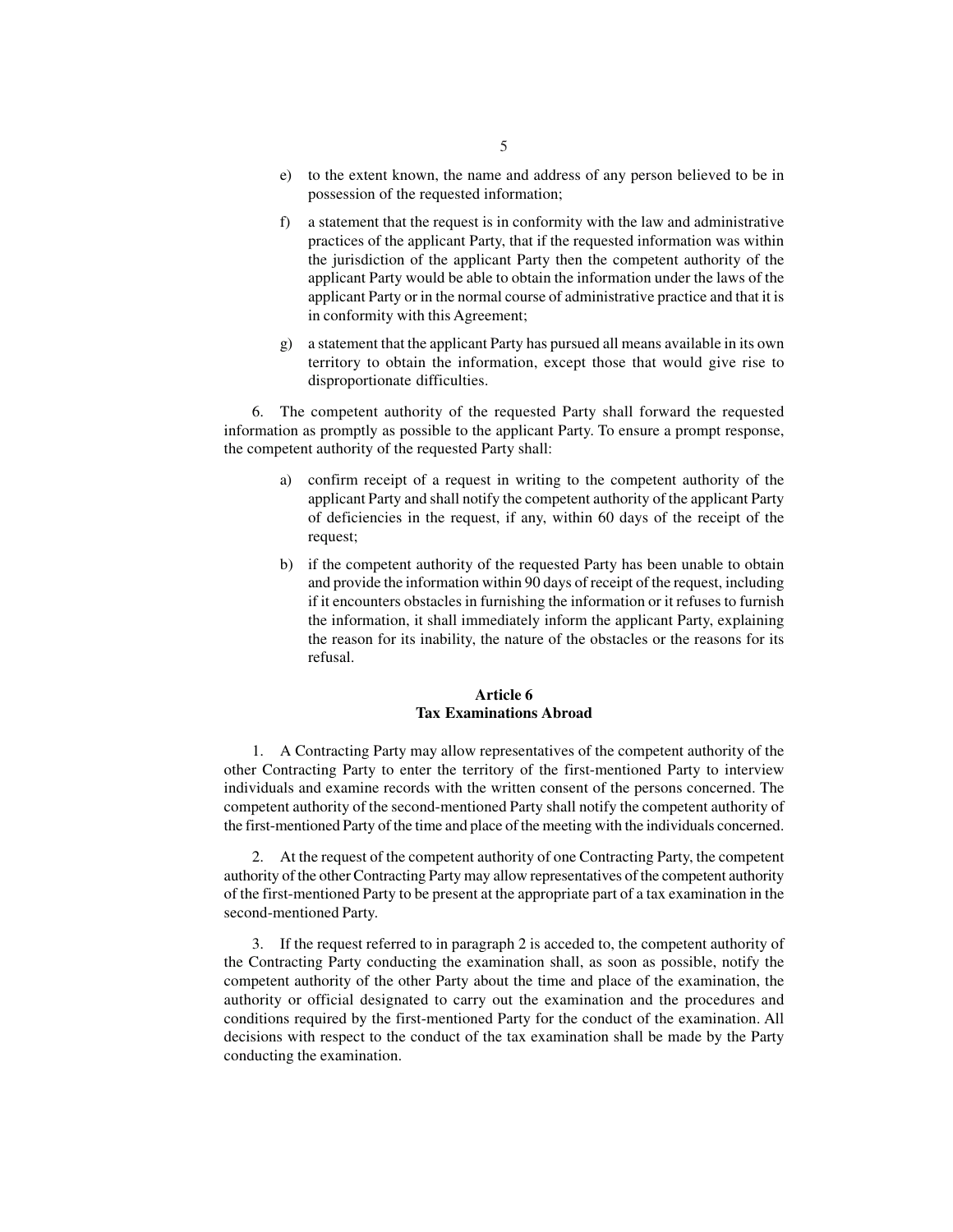e) to the extent known, the name and address of any person believed to be in possession of the requested information;

f) a statement that the request is in conformity with the law and administrative practices of the applicant Party, that if the requested information was within the jurisdiction of the applicant Party then the competent authority of the applicant Party would be able to obtain the information under the laws of the applicant Party or in the normal course of administrative practice and that it is in conformity with this Agreement;

g) a statement that the applicant Party has pursued all means available in its own territory to obtain the information, except those that would give rise to disproportionate difficulties.

6. The competent authority of the requested Party shall forward the requested information as promptly as possible to the applicant Party. To ensure a prompt response, the competent authority of the requested Party shall:

a) confirm receipt of a request in writing to the competent authority of the applicant Party and shall notify the competent authority of the applicant Party of deficiencies in the request, if any, within 60 days of the receipt of the request;

b) if the competent authority of the requested Party has been unable to obtain and provide the information within 90 days of receipt of the request, including if it encounters obstacles in furnishing the information or it refuses to furnish the information, it shall immediately inform the applicant Party, explaining the reason for its inability, the nature of the obstacles or the reasons for its refusal.

## Article 6
## Tax Examinations Abroad

1. A Contracting Party may allow representatives of the competent authority of the other Contracting Party to enter the territory of the first-mentioned Party to interview individuals and examine records with the written consent of the persons concerned. The competent authority of the second-mentioned Party shall notify the competent authority of the first-mentioned Party of the time and place of the meeting with the individuals concerned.

2. At the request of the competent authority of one Contracting Party, the competent authority of the other Contracting Party may allow representatives of the competent authority of the first-mentioned Party to be present at the appropriate part of a tax examination in the second-mentioned Party.

3. If the request referred to in paragraph 2 is acceded to, the competent authority of the Contracting Party conducting the examination shall, as soon as possible, notify the competent authority of the other Party about the time and place of the examination, the authority or official designated to carry out the examination and the procedures and conditions required by the first-mentioned Party for the conduct of the examination. All decisions with respect to the conduct of the tax examination shall be made by the Party conducting the examination.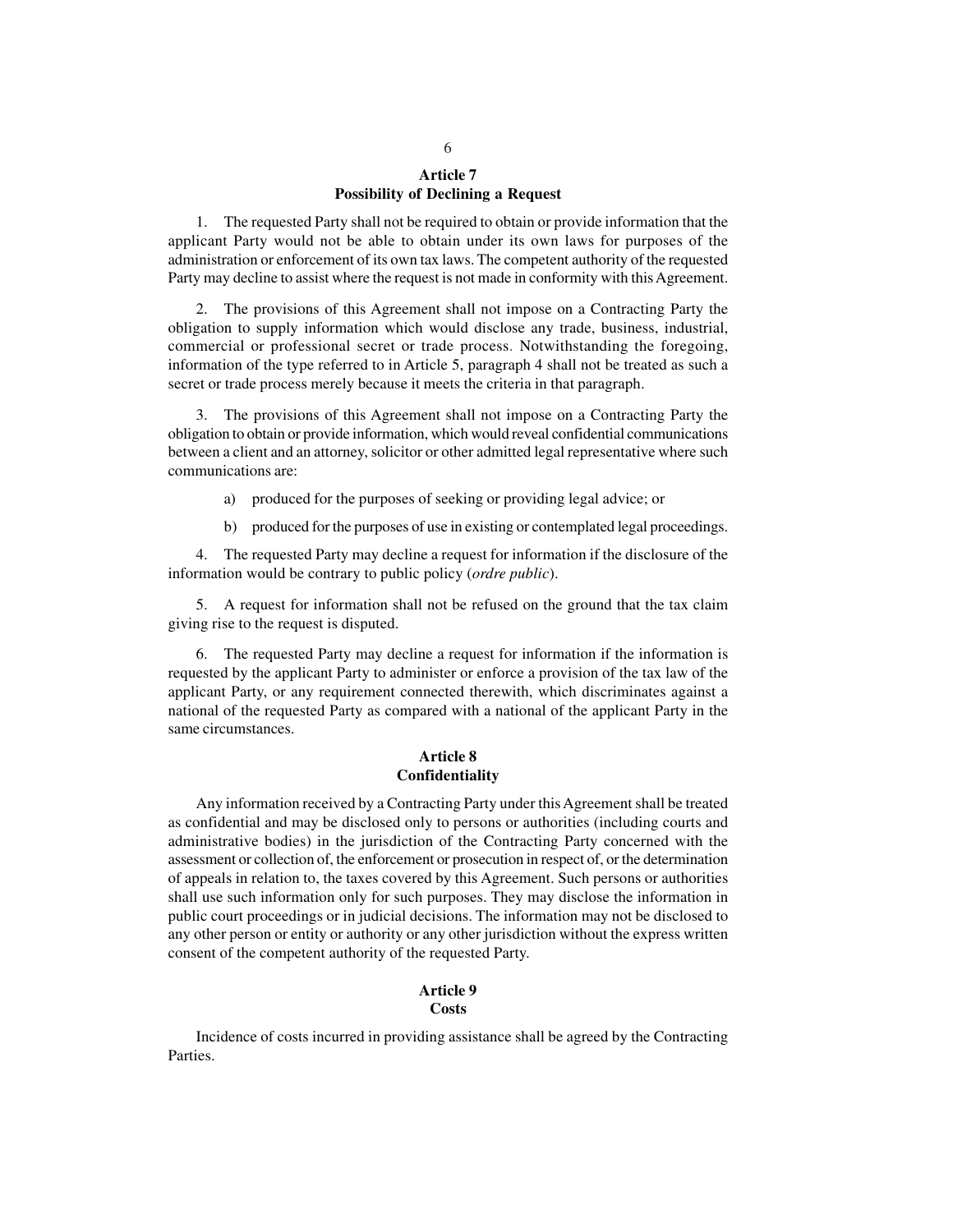## Article 7
## Possibility of Declining a Request

1. The requested Party shall not be required to obtain or provide information that the applicant Party would not be able to obtain under its own laws for purposes of the administration or enforcement of its own tax laws. The competent authority of the requested Party may decline to assist where the request is not made in conformity with this Agreement.

2. The provisions of this Agreement shall not impose on a Contracting Party the obligation to supply information which would disclose any trade, business, industrial, commercial or professional secret or trade process. Notwithstanding the foregoing, information of the type referred to in Article 5, paragraph 4 shall not be treated as such a secret or trade process merely because it meets the criteria in that paragraph.

3. The provisions of this Agreement shall not impose on a Contracting Party the obligation to obtain or provide information, which would reveal confidential communications between a client and an attorney, solicitor or other admitted legal representative where such communications are:

a) produced for the purposes of seeking or providing legal advice; or

b) produced for the purposes of use in existing or contemplated legal proceedings.

4. The requested Party may decline a request for information if the disclosure of the information would be contrary to public policy (*ordre public*).

5. A request for information shall not be refused on the ground that the tax claim giving rise to the request is disputed.

6. The requested Party may decline a request for information if the information is requested by the applicant Party to administer or enforce a provision of the tax law of the applicant Party, or any requirement connected therewith, which discriminates against a national of the requested Party as compared with a national of the applicant Party in the same circumstances.

## Article 8
## Confidentiality

Any information received by a Contracting Party under this Agreement shall be treated as confidential and may be disclosed only to persons or authorities (including courts and administrative bodies) in the jurisdiction of the Contracting Party concerned with the assessment or collection of, the enforcement or prosecution in respect of, or the determination of appeals in relation to, the taxes covered by this Agreement. Such persons or authorities shall use such information only for such purposes. They may disclose the information in public court proceedings or in judicial decisions. The information may not be disclosed to any other person or entity or authority or any other jurisdiction without the express written consent of the competent authority of the requested Party.

## Article 9
## Costs

Incidence of costs incurred in providing assistance shall be agreed by the Contracting Parties.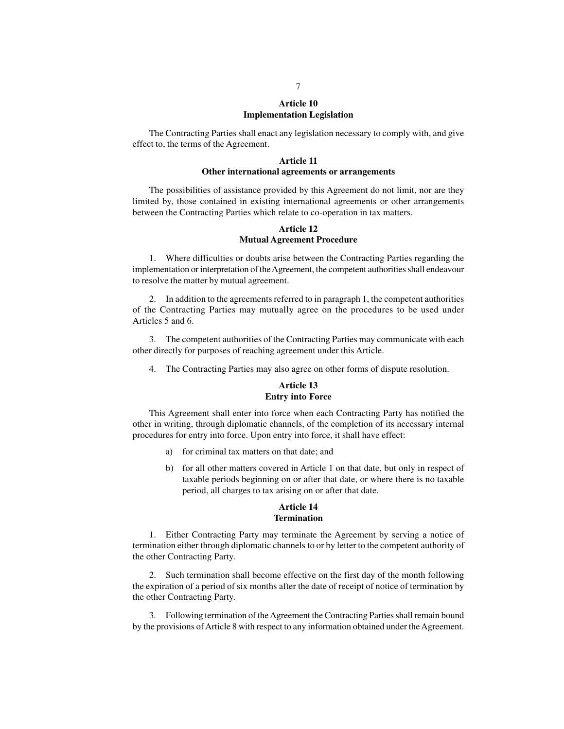## Article 10
## Implementation Legislation

The Contracting Parties shall enact any legislation necessary to comply with, and give effect to, the terms of the Agreement.

## Article 11
## Other international agreements or arrangements

The possibilities of assistance provided by this Agreement do not limit, nor are they limited by, those contained in existing international agreements or other arrangements between the Contracting Parties which relate to co-operation in tax matters.

## Article 12
## Mutual Agreement Procedure

1. Where difficulties or doubts arise between the Contracting Parties regarding the implementation or interpretation of the Agreement, the competent authorities shall endeavour to resolve the matter by mutual agreement.

2. In addition to the agreements referred to in paragraph 1, the competent authorities of the Contracting Parties may mutually agree on the procedures to be used under Articles 5 and 6.

3. The competent authorities of the Contracting Parties may communicate with each other directly for purposes of reaching agreement under this Article.

4. The Contracting Parties may also agree on other forms of dispute resolution.

## Article 13
## Entry into Force

This Agreement shall enter into force when each Contracting Party has notified the other in writing, through diplomatic channels, of the completion of its necessary internal procedures for entry into force. Upon entry into force, it shall have effect:

a) for criminal tax matters on that date; and

b) for all other matters covered in Article 1 on that date, but only in respect of taxable periods beginning on or after that date, or where there is no taxable period, all charges to tax arising on or after that date.

## Article 14
## Termination

1. Either Contracting Party may terminate the Agreement by serving a notice of termination either through diplomatic channels to or by letter to the competent authority of the other Contracting Party.

2. Such termination shall become effective on the first day of the month following the expiration of a period of six months after the date of receipt of notice of termination by the other Contracting Party.

3. Following termination of the Agreement the Contracting Parties shall remain bound by the provisions of Article 8 with respect to any information obtained under the Agreement.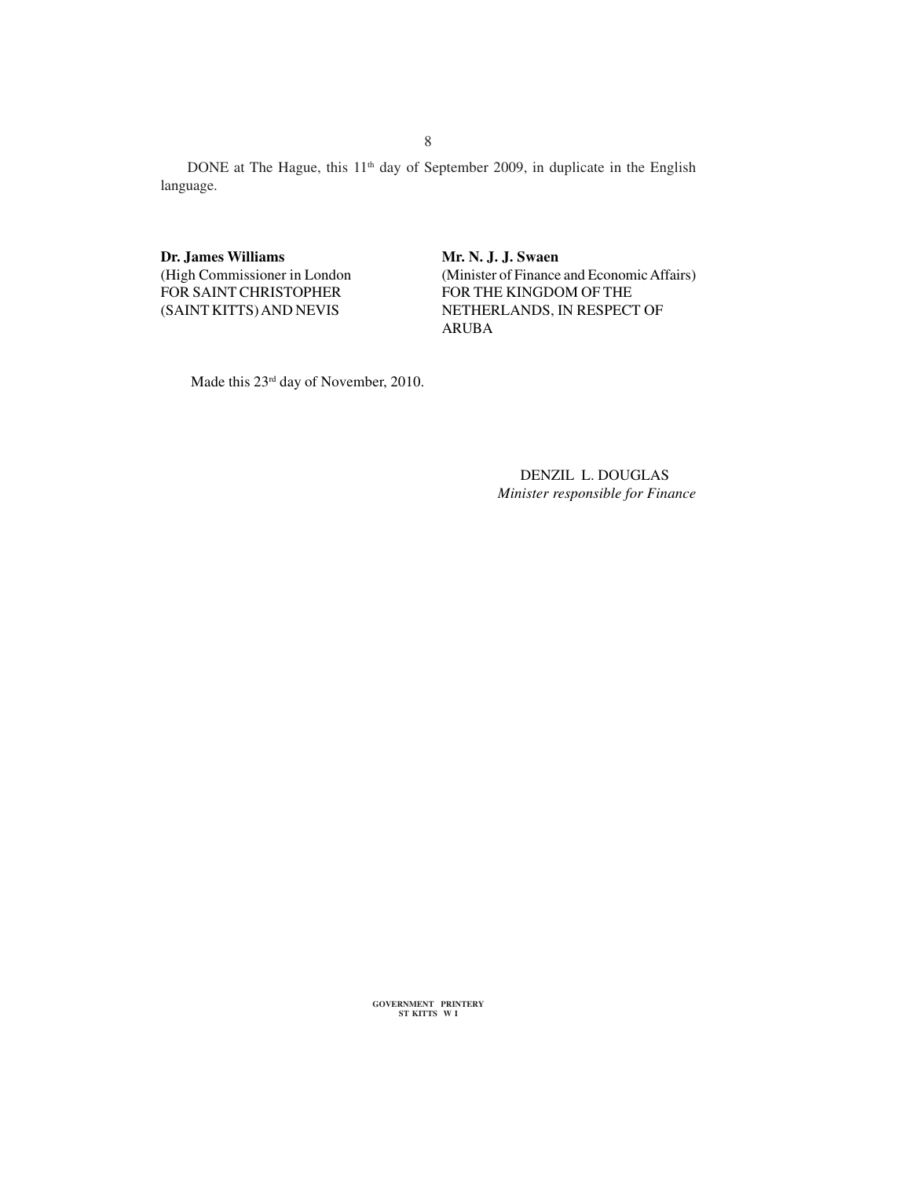DONE at The Hague, this 11th day of September 2009, in duplicate in the English language.

**Dr. James Williams**
(High Commissioner in London
FOR SAINT CHRISTOPHER
(SAINT KITTS) AND NEVIS

**Mr. N. J. J. Swaen**
(Minister of Finance and Economic Affairs)
FOR THE KINGDOM OF THE
NETHERLANDS, IN RESPECT OF
ARUBA

Made this 23rd day of November, 2010.

DENZIL L. DOUGLAS
*Minister responsible for Finance*

GOVERNMENT PRINTERY
ST KITTS W I